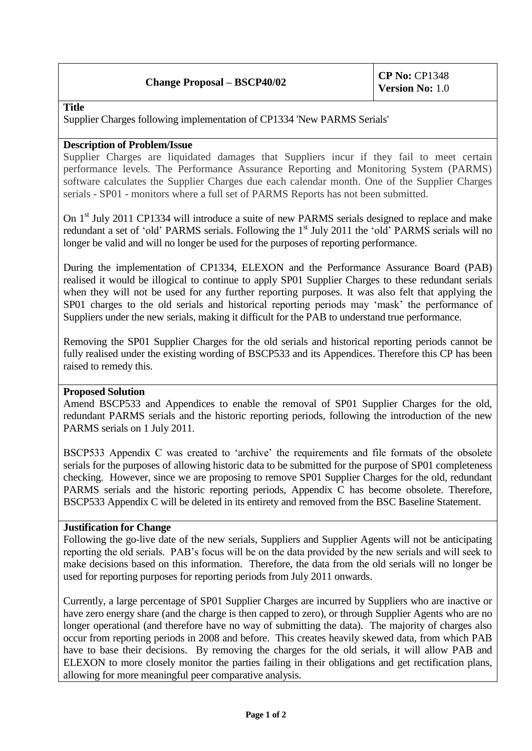| Change Proposal – BSCP40/02 | **CP No:** CP1348<br>**Version No:** 1.0 |
|---|---|

**Title**

Supplier Charges following implementation of CP1334 'New PARMS Serials'

**Description of Problem/Issue**

Supplier Charges are liquidated damages that Suppliers incur if they fail to meet certain performance levels. The Performance Assurance Reporting and Monitoring System (PARMS) software calculates the Supplier Charges due each calendar month. One of the Supplier Charges serials - SP01 - monitors where a full set of PARMS Reports has not been submitted.

On 1st July 2011 CP1334 will introduce a suite of new PARMS serials designed to replace and make redundant a set of 'old' PARMS serials. Following the 1st July 2011 the 'old' PARMS serials will no longer be valid and will no longer be used for the purposes of reporting performance.

During the implementation of CP1334, ELEXON and the Performance Assurance Board (PAB) realised it would be illogical to continue to apply SP01 Supplier Charges to these redundant serials when they will not be used for any further reporting purposes. It was also felt that applying the SP01 charges to the old serials and historical reporting periods may 'mask' the performance of Suppliers under the new serials, making it difficult for the PAB to understand true performance.

Removing the SP01 Supplier Charges for the old serials and historical reporting periods cannot be fully realised under the existing wording of BSCP533 and its Appendices. Therefore this CP has been raised to remedy this.

**Proposed Solution**

Amend BSCP533 and Appendices to enable the removal of SP01 Supplier Charges for the old, redundant PARMS serials and the historic reporting periods, following the introduction of the new PARMS serials on 1 July 2011.

BSCP533 Appendix C was created to 'archive' the requirements and file formats of the obsolete serials for the purposes of allowing historic data to be submitted for the purpose of SP01 completeness checking. However, since we are proposing to remove SP01 Supplier Charges for the old, redundant PARMS serials and the historic reporting periods, Appendix C has become obsolete. Therefore, BSCP533 Appendix C will be deleted in its entirety and removed from the BSC Baseline Statement.

**Justification for Change**

Following the go-live date of the new serials, Suppliers and Supplier Agents will not be anticipating reporting the old serials. PAB's focus will be on the data provided by the new serials and will seek to make decisions based on this information. Therefore, the data from the old serials will no longer be used for reporting purposes for reporting periods from July 2011 onwards.

Currently, a large percentage of SP01 Supplier Charges are incurred by Suppliers who are inactive or have zero energy share (and the charge is then capped to zero), or through Supplier Agents who are no longer operational (and therefore have no way of submitting the data). The majority of charges also occur from reporting periods in 2008 and before. This creates heavily skewed data, from which PAB have to base their decisions. By removing the charges for the old serials, it will allow PAB and ELEXON to more closely monitor the parties failing in their obligations and get rectification plans, allowing for more meaningful peer comparative analysis.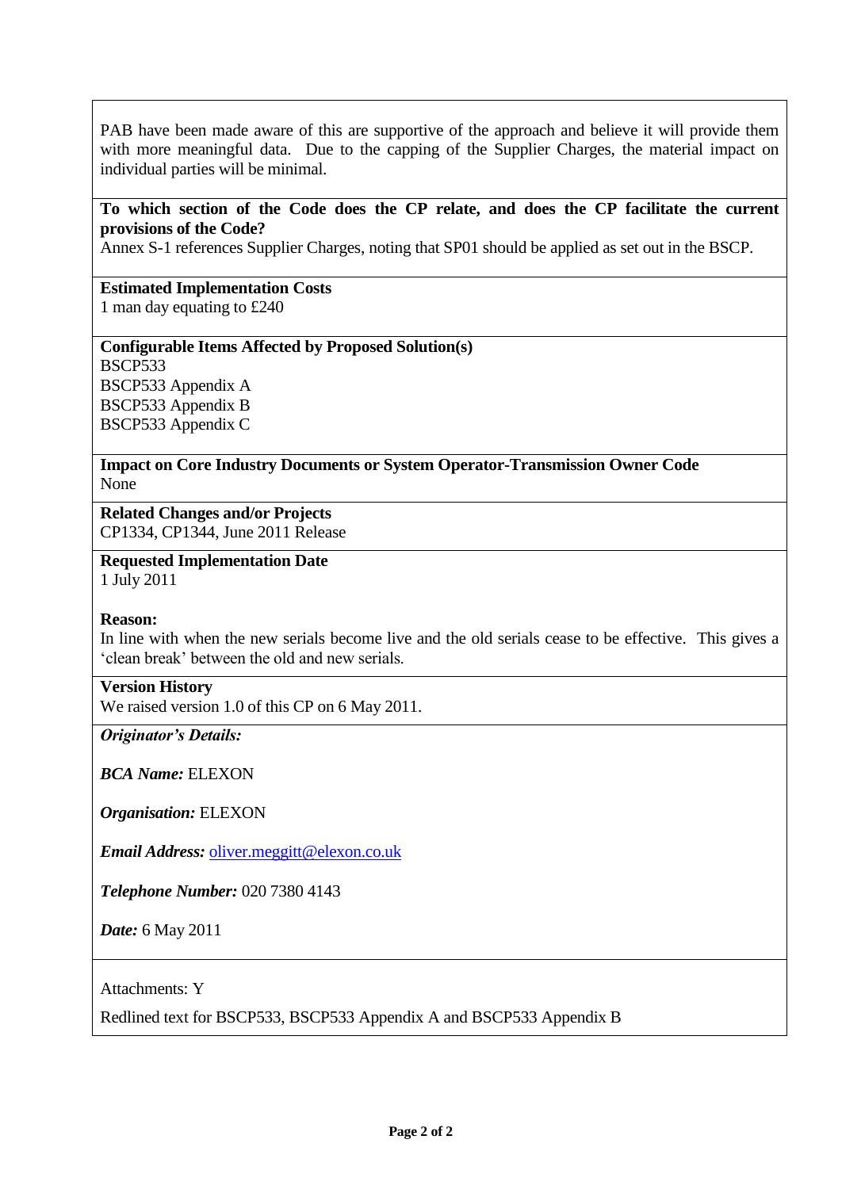PAB have been made aware of this are supportive of the approach and believe it will provide them with more meaningful data. Due to the capping of the Supplier Charges, the material impact on individual parties will be minimal.

**To which section of the Code does the CP relate, and does the CP facilitate the current provisions of the Code?**

Annex S-1 references Supplier Charges, noting that SP01 should be applied as set out in the BSCP.

**Estimated Implementation Costs**

1 man day equating to £240

**Configurable Items Affected by Proposed Solution(s)**

BSCP533
BSCP533 Appendix A
BSCP533 Appendix B
BSCP533 Appendix C

**Impact on Core Industry Documents or System Operator-Transmission Owner Code**

None

**Related Changes and/or Projects**

CP1334, CP1344, June 2011 Release

**Requested Implementation Date**

1 July 2011

**Reason:**

In line with when the new serials become live and the old serials cease to be effective. This gives a 'clean break' between the old and new serials.

**Version History**

We raised version 1.0 of this CP on 6 May 2011.

***Originator's Details:***

***BCA Name:*** ELEXON

***Organisation:*** ELEXON

***Email Address:*** oliver.meggitt@elexon.co.uk

***Telephone Number:*** 020 7380 4143

***Date:*** 6 May 2011

Attachments: Y

Redlined text for BSCP533, BSCP533 Appendix A and BSCP533 Appendix B